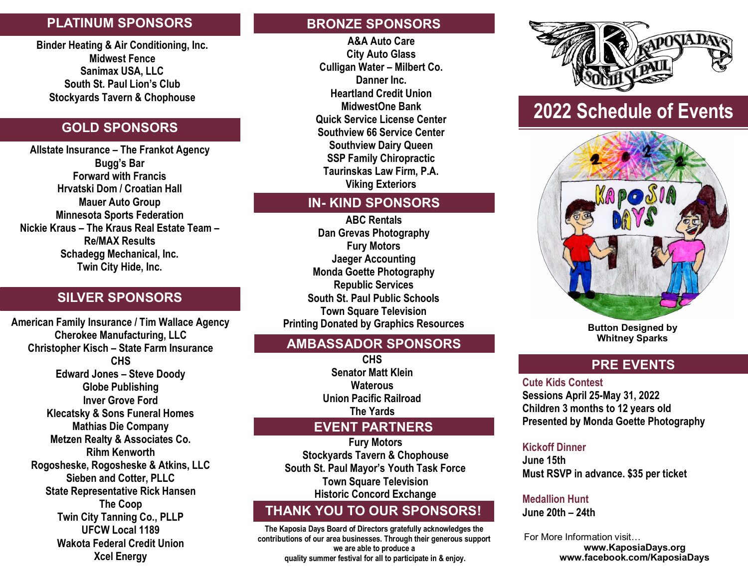## PLATINUM SPONSORS

Binder Heating & Air Conditioning, Inc.
Midwest Fence
Sanimax USA, LLC
South St. Paul Lion's Club
Stockyards Tavern & Chophouse

## GOLD SPONSORS

Allstate Insurance – The Frankot Agency
Bugg's Bar
Forward with Francis
Hrvatski Dom / Croatian Hall
Mauer Auto Group
Minnesota Sports Federation
Nickie Kraus – The Kraus Real Estate Team – Re/MAX Results
Schadegg Mechanical, Inc.
Twin City Hide, Inc.

## SILVER SPONSORS

American Family Insurance / Tim Wallace Agency
Cherokee Manufacturing, LLC
Christopher Kisch – State Farm Insurance
CHS
Edward Jones – Steve Doody
Globe Publishing
Inver Grove Ford
Klecatsky & Sons Funeral Homes
Mathias Die Company
Metzen Realty & Associates Co.
Rihm Kenworth
Rogosheske, Rogosheske & Atkins, LLC
Sieben and Cotter, PLLC
State Representative Rick Hansen
The Coop
Twin City Tanning Co., PLLP
UFCW Local 1189
Wakota Federal Credit Union
Xcel Energy

## BRONZE SPONSORS

A&A Auto Care
City Auto Glass
Culligan Water – Milbert Co.
Danner Inc.
Heartland Credit Union
MidwestOne Bank
Quick Service License Center
Southview 66 Service Center
Southview Dairy Queen
SSP Family Chiropractic
Taurinskas Law Firm, P.A.
Viking Exteriors

## IN- KIND SPONSORS

ABC Rentals
Dan Grevas Photography
Fury Motors
Jaeger Accounting
Monda Goette Photography
Republic Services
South St. Paul Public Schools
Town Square Television
Printing Donated by Graphics Resources

## AMBASSADOR SPONSORS

CHS
Senator Matt Klein
Waterous
Union Pacific Railroad
The Yards

## EVENT PARTNERS

Fury Motors
Stockyards Tavern & Chophouse
South St. Paul Mayor's Youth Task Force
Town Square Television
Historic Concord Exchange

## THANK YOU TO OUR SPONSORS!

The Kaposia Days Board of Directors gratefully acknowledges the contributions of our area businesses. Through their generous support we are able to produce a quality summer festival for all to participate in & enjoy.

# 2022 Schedule of Events

Button Designed by Whitney Sparks

## PRE EVENTS

**Cute Kids Contest**
Sessions April 25-May 31, 2022
Children 3 months to 12 years old
Presented by Monda Goette Photography

**Kickoff Dinner**
June 15th
Must RSVP in advance. $35 per ticket

**Medallion Hunt**
June 20th – 24th

For More Information visit…
www.KaposiaDays.org
www.facebook.com/KaposiaDays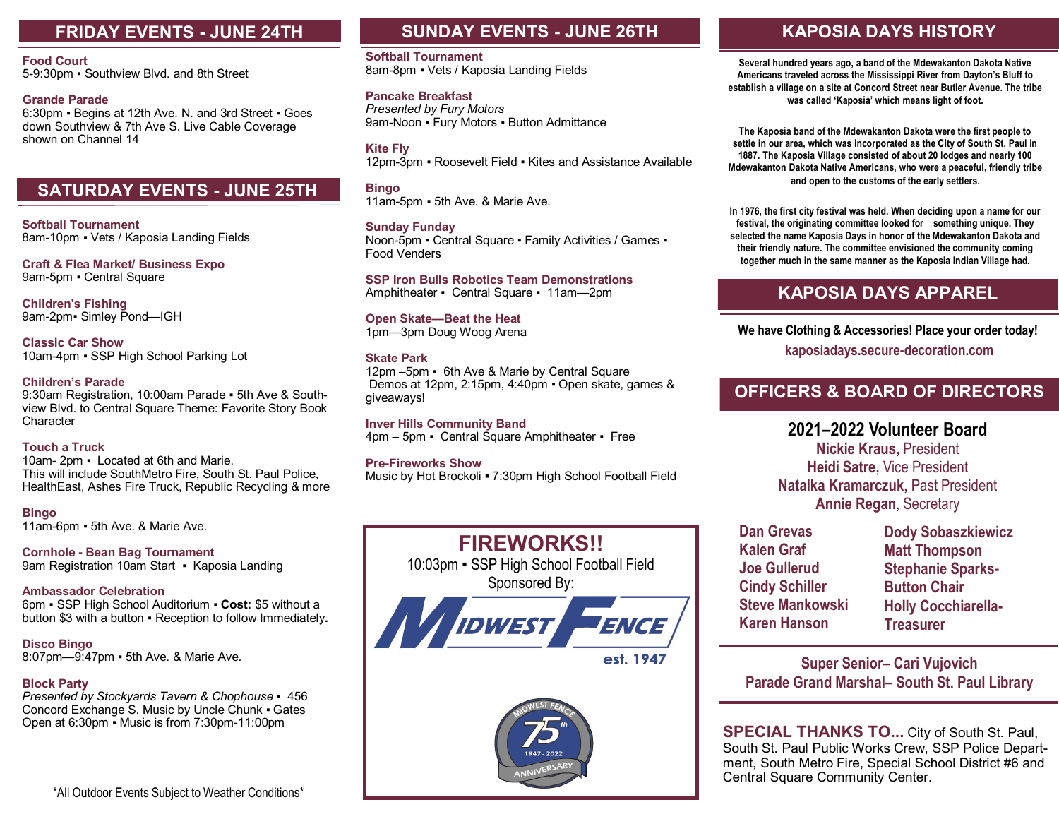## FRIDAY EVENTS - JUNE 24TH

**Food Court**
5-9:30pm ▪ Southview Blvd. and 8th Street

**Grande Parade**
6:30pm ▪ Begins at 12th Ave. N. and 3rd Street ▪ Goes down Southview & 7th Ave S. Live Cable Coverage shown on Channel 14

## SATURDAY EVENTS - JUNE 25TH

**Softball Tournament**
8am-10pm ▪ Vets / Kaposia Landing Fields

**Craft & Flea Market/ Business Expo**
9am-5pm ▪ Central Square

**Children's Fishing**
9am-2pm▪ Simley Pond—IGH

**Classic Car Show**
10am-4pm ▪ SSP High School Parking Lot

**Children's Parade**
9:30am Registration, 10:00am Parade ▪ 5th Ave & Southview Blvd. to Central Square Theme: Favorite Story Book Character

**Touch a Truck**
10am- 2pm ▪ Located at 6th and Marie.
This will include SouthMetro Fire, South St. Paul Police, HealthEast, Ashes Fire Truck, Republic Recycling & more

**Bingo**
11am-6pm ▪ 5th Ave. & Marie Ave.

**Cornhole - Bean Bag Tournament**
9am Registration 10am Start ▪ Kaposia Landing

**Ambassador Celebration**
6pm ▪ SSP High School Auditorium ▪ **Cost:** $5 without a button $3 with a button ▪ Reception to follow Immediately.

**Disco Bingo**
8:07pm—9:47pm ▪ 5th Ave. & Marie Ave.

**Block Party**
*Presented by Stockyards Tavern & Chophouse* ▪ 456 Concord Exchange S. Music by Uncle Chunk ▪ Gates Open at 6:30pm ▪ Music is from 7:30pm-11:00pm

*All Outdoor Events Subject to Weather Conditions*

## SUNDAY EVENTS - JUNE 26TH

**Softball Tournament**
8am-8pm ▪ Vets / Kaposia Landing Fields

**Pancake Breakfast**
*Presented by Fury Motors*
9am-Noon ▪ Fury Motors ▪ Button Admittance

**Kite Fly**
12pm-3pm ▪ Roosevelt Field ▪ Kites and Assistance Available

**Bingo**
11am-5pm ▪ 5th Ave. & Marie Ave.

**Sunday Funday**
Noon-5pm ▪ Central Square ▪ Family Activities / Games ▪ Food Venders

**SSP Iron Bulls Robotics Team Demonstrations**
Amphitheater ▪ Central Square ▪ 11am—2pm

**Open Skate—Beat the Heat**
1pm—3pm Doug Woog Arena

**Skate Park**
12pm –5pm ▪ 6th Ave & Marie by Central Square
Demos at 12pm, 2:15pm, 4:40pm ▪ Open skate, games & giveaways!

**Inver Hills Community Band**
4pm – 5pm ▪ Central Square Amphitheater ▪ Free

**Pre-Fireworks Show**
Music by Hot Brockoli ▪ 7:30pm High School Football Field

## FIREWORKS!!

10:03pm ▪ SSP High School Football Field
Sponsored By:

MIDWEST FENCE
est. 1947

MIDWEST FENCE 75th 1947 - 2022 ANNIVERSARY

## KAPOSIA DAYS HISTORY

**Several hundred years ago, a band of the Mdewakanton Dakota Native Americans traveled across the Mississippi River from Dayton's Bluff to establish a village on a site at Concord Street near Butler Avenue. The tribe was called 'Kaposia' which means light of foot.**

**The Kaposia band of the Mdewakanton Dakota were the first people to settle in our area, which was incorporated as the City of South St. Paul in 1887. The Kaposia Village consisted of about 20 lodges and nearly 100 Mdewakanton Dakota Native Americans, who were a peaceful, friendly tribe and open to the customs of the early settlers.**

**In 1976, the first city festival was held. When deciding upon a name for our festival, the originating committee looked for something unique. They selected the name Kaposia Days in honor of the Mdewakanton Dakota and their friendly nature. The committee envisioned the community coming together much in the same manner as the Kaposia Indian Village had.**

## KAPOSIA DAYS APPAREL

**We have Clothing & Accessories! Place your order today!**
**kaposiadays.secure-decoration.com**

## OFFICERS & BOARD OF DIRECTORS

### 2021–2022 Volunteer Board

**Nickie Kraus,** President
**Heidi Satre,** Vice President
**Natalka Kramarczuk,** Past President
**Annie Regan**, Secretary

**Dan Grevas**
**Kalen Graf**
**Joe Gullerud**
**Cindy Schiller**
**Steve Mankowski**
**Karen Hanson**
**Dody Sobaszkiewicz**
**Matt Thompson**
**Stephanie Sparks- Button Chair**
**Holly Cocchiarella- Treasurer**

**Super Senior– Cari Vujovich**
**Parade Grand Marshal– South St. Paul Library**

**SPECIAL THANKS TO...** City of South St. Paul, South St. Paul Public Works Crew, SSP Police Department, South Metro Fire, Special School District #6 and Central Square Community Center.